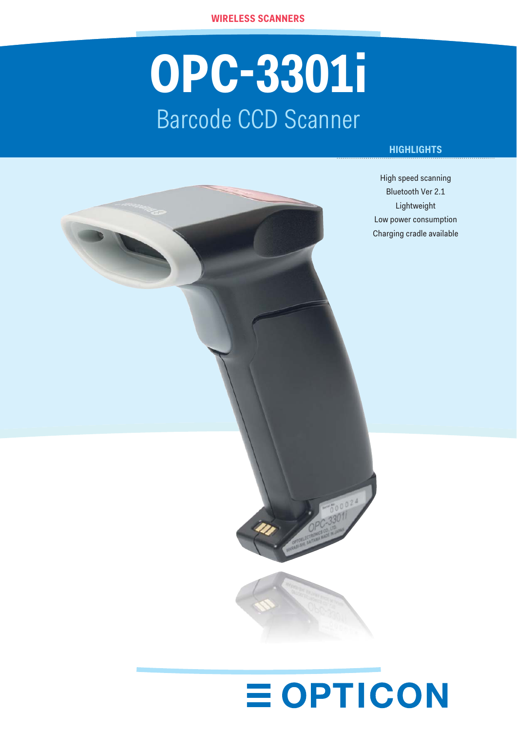WIRELESS SCANNERS

# OPC-3301i

## Barcode CCD Scanner

### HIGHLIGHTS

- High speed scanning
- Bluetooth Ver 2.1
- Lightweight
- Low power consumption
- Charging cradle available

OPTICON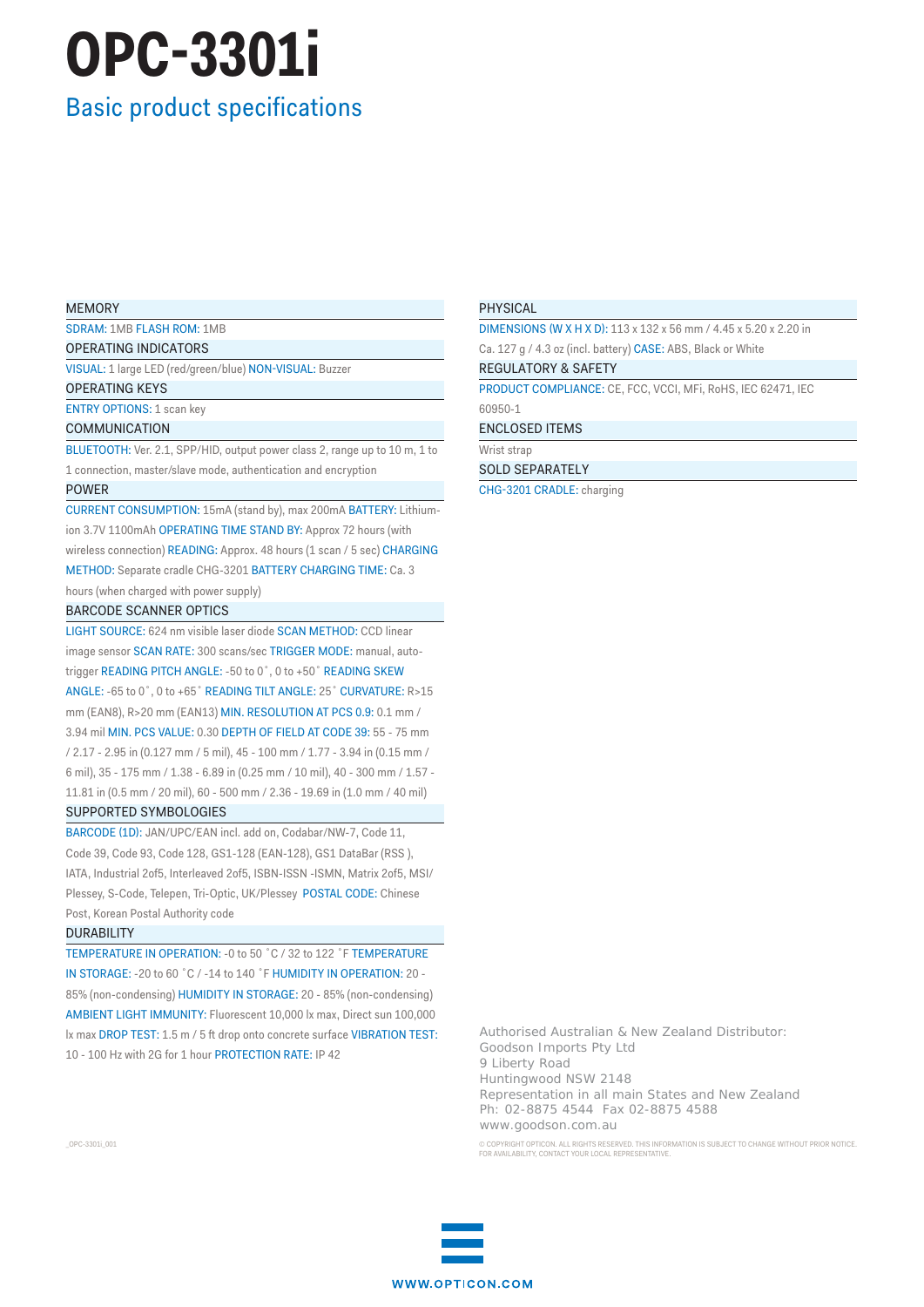# OPC-3301i

## Basic product specifications

### MEMORY

SDRAM: 1MB FLASH ROM: 1MB

### OPERATING INDICATORS

VISUAL: 1 large LED (red/green/blue) NON-VISUAL: Buzzer

### OPERATING KEYS

ENTRY OPTIONS: 1 scan key

### COMMUNICATION

BLUETOOTH: Ver. 2.1, SPP/HID, output power class 2, range up to 10 m, 1 to 1 connection, master/slave mode, authentication and encryption

### POWER

CURRENT CONSUMPTION: 15mA (stand by), max 200mA BATTERY: Lithium-ion 3.7V 1100mAh OPERATING TIME STAND BY: Approx 72 hours (with wireless connection) READING: Approx. 48 hours (1 scan / 5 sec) CHARGING METHOD: Separate cradle CHG-3201 BATTERY CHARGING TIME: Ca. 3 hours (when charged with power supply)

### BARCODE SCANNER OPTICS

LIGHT SOURCE: 624 nm visible laser diode SCAN METHOD: CCD linear image sensor SCAN RATE: 300 scans/sec TRIGGER MODE: manual, auto-trigger READING PITCH ANGLE: -50 to 0˚, 0 to +50˚ READING SKEW ANGLE: -65 to 0˚, 0 to +65˚ READING TILT ANGLE: 25˚ CURVATURE: R>15 mm (EAN8), R>20 mm (EAN13) MIN. RESOLUTION AT PCS 0.9: 0.1 mm / 3.94 mil MIN. PCS VALUE: 0.30 DEPTH OF FIELD AT CODE 39: 55 - 75 mm / 2.17 - 2.95 in (0.127 mm / 5 mil), 45 - 100 mm / 1.77 - 3.94 in (0.15 mm / 6 mil), 35 - 175 mm / 1.38 - 6.89 in (0.25 mm / 10 mil), 40 - 300 mm / 1.57 - 11.81 in (0.5 mm / 20 mil), 60 - 500 mm / 2.36 - 19.69 in (1.0 mm / 40 mil)

### SUPPORTED SYMBOLOGIES

BARCODE (1D): JAN/UPC/EAN incl. add on, Codabar/NW-7, Code 11, Code 39, Code 93, Code 128, GS1-128 (EAN-128), GS1 DataBar (RSS ), IATA, Industrial 2of5, Interleaved 2of5, ISBN-ISSN -ISMN, Matrix 2of5, MSI/Plessey, S-Code, Telepen, Tri-Optic, UK/Plessey POSTAL CODE: Chinese Post, Korean Postal Authority code

### DURABILITY

TEMPERATURE IN OPERATION: -0 to 50 ˚C / 32 to 122 ˚F TEMPERATURE IN STORAGE: -20 to 60 ˚C / -14 to 140 ˚F HUMIDITY IN OPERATION: 20 - 85% (non-condensing) HUMIDITY IN STORAGE: 20 - 85% (non-condensing) AMBIENT LIGHT IMMUNITY: Fluorescent 10,000 lx max, Direct sun 100,000 lx max DROP TEST: 1.5 m / 5 ft drop onto concrete surface VIBRATION TEST: 10 - 100 Hz with 2G for 1 hour PROTECTION RATE: IP 42

### PHYSICAL

DIMENSIONS (W X H X D): 113 x 132 x 56 mm / 4.45 x 5.20 x 2.20 in Ca. 127 g / 4.3 oz (incl. battery) CASE: ABS, Black or White

### REGULATORY & SAFETY

PRODUCT COMPLIANCE: CE, FCC, VCCI, MFi, RoHS, IEC 62471, IEC 60950-1

### ENCLOSED ITEMS

Wrist strap

### SOLD SEPARATELY

CHG-3201 CRADLE: charging

Authorised Australian & New Zealand Distributor:
Goodson Imports Pty Ltd
9 Liberty Road
Huntingwood NSW 2148
Representation in all main States and New Zealand
Ph: 02-8875 4544 Fax 02-8875 4588
www.goodson.com.au

_OPC-3301i_001

© COPYRIGHT OPTICON. ALL RIGHTS RESERVED. THIS INFORMATION IS SUBJECT TO CHANGE WITHOUT PRIOR NOTICE. FOR AVAILABILITY, CONTACT YOUR LOCAL REPRESENTATIVE.

WWW.OPTICON.COM